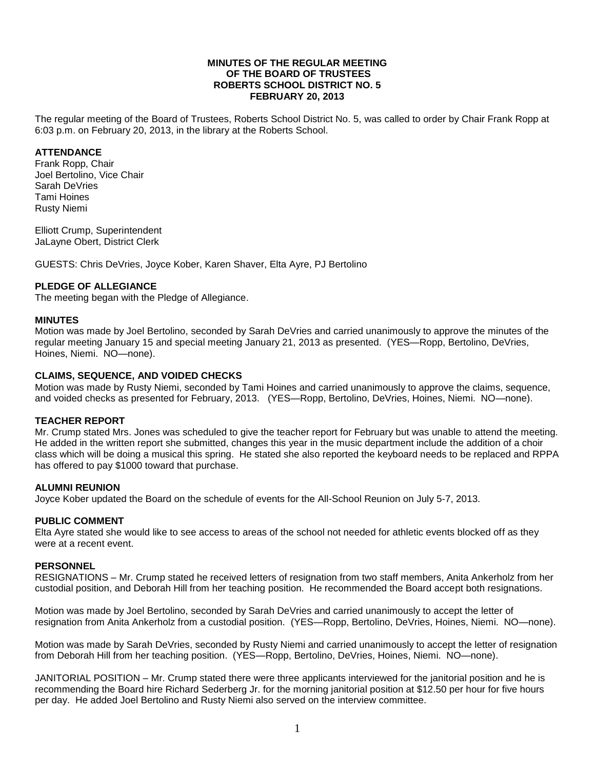**MINUTES OF THE REGULAR MEETING OF THE BOARD OF TRUSTEES ROBERTS SCHOOL DISTRICT NO. 5 FEBRUARY 20, 2013**

The regular meeting of the Board of Trustees, Roberts School District No. 5, was called to order by Chair Frank Ropp at 6:03 p.m. on February 20, 2013, in the library at the Roberts School.

**ATTENDANCE**

Frank Ropp, Chair
Joel Bertolino, Vice Chair
Sarah DeVries
Tami Hoines
Rusty Niemi

Elliott Crump, Superintendent
JaLayne Obert, District Clerk

GUESTS: Chris DeVries, Joyce Kober, Karen Shaver, Elta Ayre, PJ Bertolino

**PLEDGE OF ALLEGIANCE**

The meeting began with the Pledge of Allegiance.

**MINUTES**

Motion was made by Joel Bertolino, seconded by Sarah DeVries and carried unanimously to approve the minutes of the regular meeting January 15 and special meeting January 21, 2013 as presented. (YES—Ropp, Bertolino, DeVries, Hoines, Niemi. NO—none).

**CLAIMS, SEQUENCE, AND VOIDED CHECKS**

Motion was made by Rusty Niemi, seconded by Tami Hoines and carried unanimously to approve the claims, sequence, and voided checks as presented for February, 2013. (YES—Ropp, Bertolino, DeVries, Hoines, Niemi. NO—none).

**TEACHER REPORT**

Mr. Crump stated Mrs. Jones was scheduled to give the teacher report for February but was unable to attend the meeting. He added in the written report she submitted, changes this year in the music department include the addition of a choir class which will be doing a musical this spring. He stated she also reported the keyboard needs to be replaced and RPPA has offered to pay $1000 toward that purchase.

**ALUMNI REUNION**

Joyce Kober updated the Board on the schedule of events for the All-School Reunion on July 5-7, 2013.

**PUBLIC COMMENT**

Elta Ayre stated she would like to see access to areas of the school not needed for athletic events blocked off as they were at a recent event.

**PERSONNEL**

RESIGNATIONS – Mr. Crump stated he received letters of resignation from two staff members, Anita Ankerholz from her custodial position, and Deborah Hill from her teaching position. He recommended the Board accept both resignations.

Motion was made by Joel Bertolino, seconded by Sarah DeVries and carried unanimously to accept the letter of resignation from Anita Ankerholz from a custodial position. (YES—Ropp, Bertolino, DeVries, Hoines, Niemi. NO—none).

Motion was made by Sarah DeVries, seconded by Rusty Niemi and carried unanimously to accept the letter of resignation from Deborah Hill from her teaching position. (YES—Ropp, Bertolino, DeVries, Hoines, Niemi. NO—none).

JANITORIAL POSITION – Mr. Crump stated there were three applicants interviewed for the janitorial position and he is recommending the Board hire Richard Sederberg Jr. for the morning janitorial position at $12.50 per hour for five hours per day. He added Joel Bertolino and Rusty Niemi also served on the interview committee.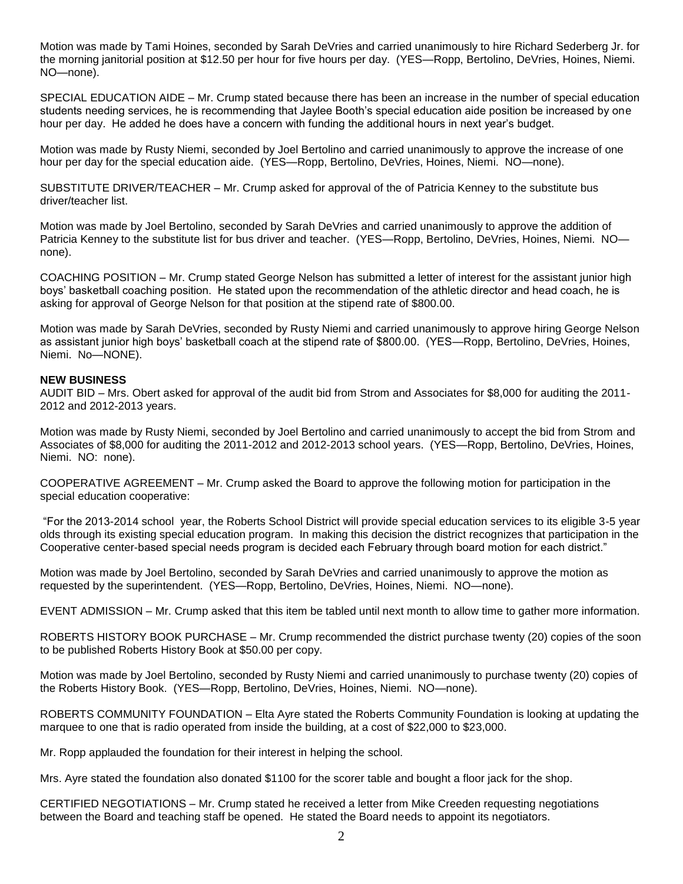Motion was made by Tami Hoines, seconded by Sarah DeVries and carried unanimously to hire Richard Sederberg Jr. for the morning janitorial position at $12.50 per hour for five hours per day. (YES—Ropp, Bertolino, DeVries, Hoines, Niemi. NO—none).

SPECIAL EDUCATION AIDE – Mr. Crump stated because there has been an increase in the number of special education students needing services, he is recommending that Jaylee Booth's special education aide position be increased by one hour per day. He added he does have a concern with funding the additional hours in next year's budget.

Motion was made by Rusty Niemi, seconded by Joel Bertolino and carried unanimously to approve the increase of one hour per day for the special education aide. (YES—Ropp, Bertolino, DeVries, Hoines, Niemi. NO—none).

SUBSTITUTE DRIVER/TEACHER – Mr. Crump asked for approval of the of Patricia Kenney to the substitute bus driver/teacher list.

Motion was made by Joel Bertolino, seconded by Sarah DeVries and carried unanimously to approve the addition of Patricia Kenney to the substitute list for bus driver and teacher. (YES—Ropp, Bertolino, DeVries, Hoines, Niemi. NO—none).

COACHING POSITION – Mr. Crump stated George Nelson has submitted a letter of interest for the assistant junior high boys' basketball coaching position. He stated upon the recommendation of the athletic director and head coach, he is asking for approval of George Nelson for that position at the stipend rate of $800.00.

Motion was made by Sarah DeVries, seconded by Rusty Niemi and carried unanimously to approve hiring George Nelson as assistant junior high boys' basketball coach at the stipend rate of $800.00. (YES—Ropp, Bertolino, DeVries, Hoines, Niemi. No—NONE).

**NEW BUSINESS**

AUDIT BID – Mrs. Obert asked for approval of the audit bid from Strom and Associates for $8,000 for auditing the 2011-2012 and 2012-2013 years.

Motion was made by Rusty Niemi, seconded by Joel Bertolino and carried unanimously to accept the bid from Strom and Associates of $8,000 for auditing the 2011-2012 and 2012-2013 school years. (YES—Ropp, Bertolino, DeVries, Hoines, Niemi. NO: none).

COOPERATIVE AGREEMENT – Mr. Crump asked the Board to approve the following motion for participation in the special education cooperative:

"For the 2013-2014 school year, the Roberts School District will provide special education services to its eligible 3-5 year olds through its existing special education program. In making this decision the district recognizes that participation in the Cooperative center-based special needs program is decided each February through board motion for each district."

Motion was made by Joel Bertolino, seconded by Sarah DeVries and carried unanimously to approve the motion as requested by the superintendent. (YES—Ropp, Bertolino, DeVries, Hoines, Niemi. NO—none).

EVENT ADMISSION – Mr. Crump asked that this item be tabled until next month to allow time to gather more information.

ROBERTS HISTORY BOOK PURCHASE – Mr. Crump recommended the district purchase twenty (20) copies of the soon to be published Roberts History Book at $50.00 per copy.

Motion was made by Joel Bertolino, seconded by Rusty Niemi and carried unanimously to purchase twenty (20) copies of the Roberts History Book. (YES—Ropp, Bertolino, DeVries, Hoines, Niemi. NO—none).

ROBERTS COMMUNITY FOUNDATION – Elta Ayre stated the Roberts Community Foundation is looking at updating the marquee to one that is radio operated from inside the building, at a cost of $22,000 to $23,000.

Mr. Ropp applauded the foundation for their interest in helping the school.

Mrs. Ayre stated the foundation also donated $1100 for the scorer table and bought a floor jack for the shop.

CERTIFIED NEGOTIATIONS – Mr. Crump stated he received a letter from Mike Creeden requesting negotiations between the Board and teaching staff be opened. He stated the Board needs to appoint its negotiators.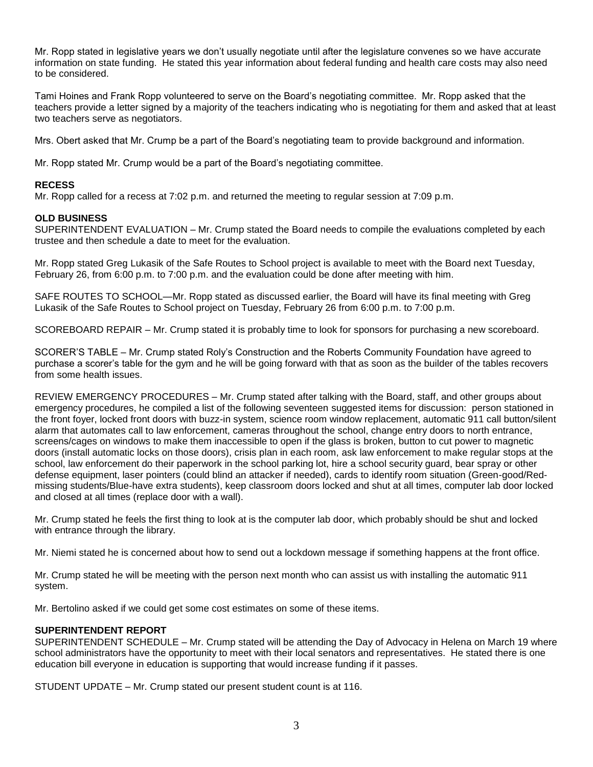Mr. Ropp stated in legislative years we don't usually negotiate until after the legislature convenes so we have accurate information on state funding. He stated this year information about federal funding and health care costs may also need to be considered.

Tami Hoines and Frank Ropp volunteered to serve on the Board's negotiating committee. Mr. Ropp asked that the teachers provide a letter signed by a majority of the teachers indicating who is negotiating for them and asked that at least two teachers serve as negotiators.

Mrs. Obert asked that Mr. Crump be a part of the Board's negotiating team to provide background and information.

Mr. Ropp stated Mr. Crump would be a part of the Board's negotiating committee.

**RECESS**
Mr. Ropp called for a recess at 7:02 p.m. and returned the meeting to regular session at 7:09 p.m.

**OLD BUSINESS**
SUPERINTENDENT EVALUATION – Mr. Crump stated the Board needs to compile the evaluations completed by each trustee and then schedule a date to meet for the evaluation.

Mr. Ropp stated Greg Lukasik of the Safe Routes to School project is available to meet with the Board next Tuesday, February 26, from 6:00 p.m. to 7:00 p.m. and the evaluation could be done after meeting with him.

SAFE ROUTES TO SCHOOL—Mr. Ropp stated as discussed earlier, the Board will have its final meeting with Greg Lukasik of the Safe Routes to School project on Tuesday, February 26 from 6:00 p.m. to 7:00 p.m.

SCOREBOARD REPAIR – Mr. Crump stated it is probably time to look for sponsors for purchasing a new scoreboard.

SCORER'S TABLE – Mr. Crump stated Roly's Construction and the Roberts Community Foundation have agreed to purchase a scorer's table for the gym and he will be going forward with that as soon as the builder of the tables recovers from some health issues.

REVIEW EMERGENCY PROCEDURES – Mr. Crump stated after talking with the Board, staff, and other groups about emergency procedures, he compiled a list of the following seventeen suggested items for discussion: person stationed in the front foyer, locked front doors with buzz-in system, science room window replacement, automatic 911 call button/silent alarm that automates call to law enforcement, cameras throughout the school, change entry doors to north entrance, screens/cages on windows to make them inaccessible to open if the glass is broken, button to cut power to magnetic doors (install automatic locks on those doors), crisis plan in each room, ask law enforcement to make regular stops at the school, law enforcement do their paperwork in the school parking lot, hire a school security guard, bear spray or other defense equipment, laser pointers (could blind an attacker if needed), cards to identify room situation (Green-good/Red-missing students/Blue-have extra students), keep classroom doors locked and shut at all times, computer lab door locked and closed at all times (replace door with a wall).

Mr. Crump stated he feels the first thing to look at is the computer lab door, which probably should be shut and locked with entrance through the library.

Mr. Niemi stated he is concerned about how to send out a lockdown message if something happens at the front office.

Mr. Crump stated he will be meeting with the person next month who can assist us with installing the automatic 911 system.

Mr. Bertolino asked if we could get some cost estimates on some of these items.

**SUPERINTENDENT REPORT**
SUPERINTENDENT SCHEDULE – Mr. Crump stated will be attending the Day of Advocacy in Helena on March 19 where school administrators have the opportunity to meet with their local senators and representatives. He stated there is one education bill everyone in education is supporting that would increase funding if it passes.

STUDENT UPDATE – Mr. Crump stated our present student count is at 116.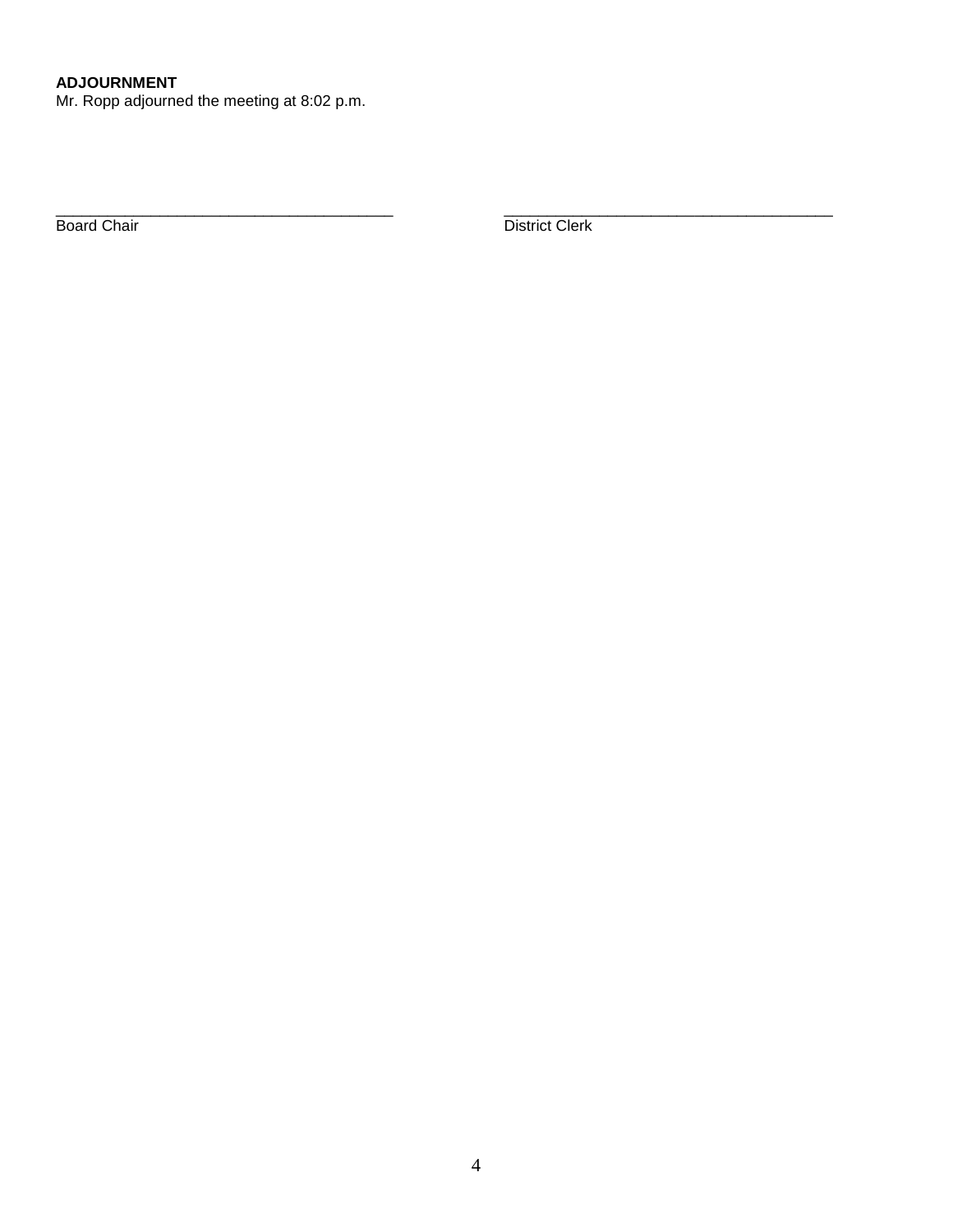**ADJOURNMENT**
Mr. Ropp adjourned the meeting at 8:02 p.m.

_______________________________________
Board Chair

_______________________________________
District Clerk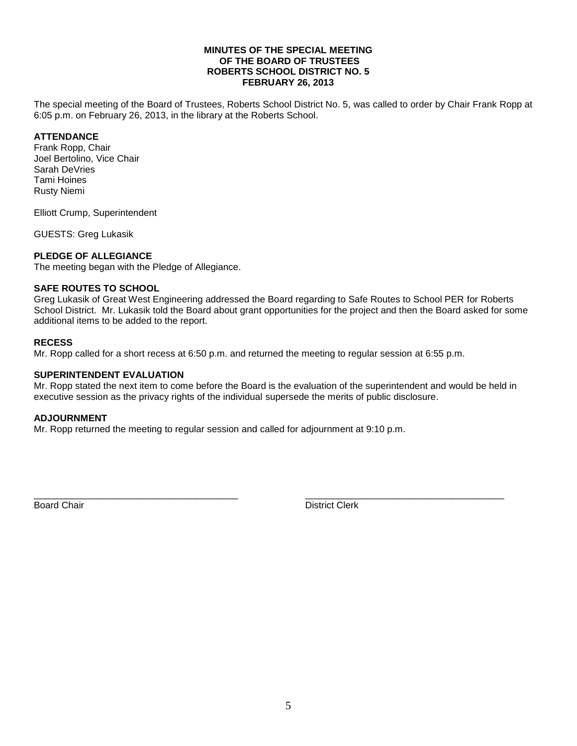# MINUTES OF THE SPECIAL MEETING
# OF THE BOARD OF TRUSTEES
# ROBERTS SCHOOL DISTRICT NO. 5
# FEBRUARY 26, 2013

The special meeting of the Board of Trustees, Roberts School District No. 5, was called to order by Chair Frank Ropp at 6:05 p.m. on February 26, 2013, in the library at the Roberts School.

**ATTENDANCE**

Frank Ropp, Chair
Joel Bertolino, Vice Chair
Sarah DeVries
Tami Hoines
Rusty Niemi

Elliott Crump, Superintendent

GUESTS: Greg Lukasik

**PLEDGE OF ALLEGIANCE**

The meeting began with the Pledge of Allegiance.

**SAFE ROUTES TO SCHOOL**

Greg Lukasik of Great West Engineering addressed the Board regarding to Safe Routes to School PER for Roberts School District. Mr. Lukasik told the Board about grant opportunities for the project and then the Board asked for some additional items to be added to the report.

**RECESS**

Mr. Ropp called for a short recess at 6:50 p.m. and returned the meeting to regular session at 6:55 p.m.

**SUPERINTENDENT EVALUATION**

Mr. Ropp stated the next item to come before the Board is the evaluation of the superintendent and would be held in executive session as the privacy rights of the individual supersede the merits of public disclosure.

**ADJOURNMENT**

Mr. Ropp returned the meeting to regular session and called for adjournment at 9:10 p.m.

_______________________________________ _______________________________________

Board Chair District Clerk